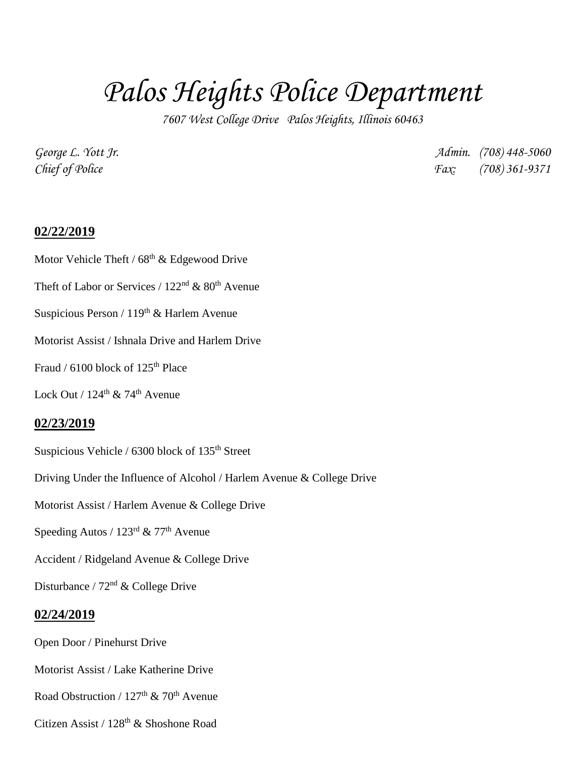# Palos Heights Police Department

*7607 West College Drive Palos Heights, Illinois 60463*

*George L. Yott Jr.* — *Admin. (708) 448-5060*
*Chief of Police* — *Fax: (708) 361-9371*

**02/22/2019**

Motor Vehicle Theft / 68th & Edgewood Drive

Theft of Labor or Services / 122nd & 80th Avenue

Suspicious Person / 119th & Harlem Avenue

Motorist Assist / Ishnala Drive and Harlem Drive

Fraud / 6100 block of 125th Place

Lock Out / 124th & 74th Avenue

**02/23/2019**

Suspicious Vehicle / 6300 block of 135th Street

Driving Under the Influence of Alcohol / Harlem Avenue & College Drive

Motorist Assist / Harlem Avenue & College Drive

Speeding Autos / 123rd & 77th Avenue

Accident / Ridgeland Avenue & College Drive

Disturbance / 72nd & College Drive

**02/24/2019**

Open Door / Pinehurst Drive

Motorist Assist / Lake Katherine Drive

Road Obstruction / 127th & 70th Avenue

Citizen Assist / 128th & Shoshone Road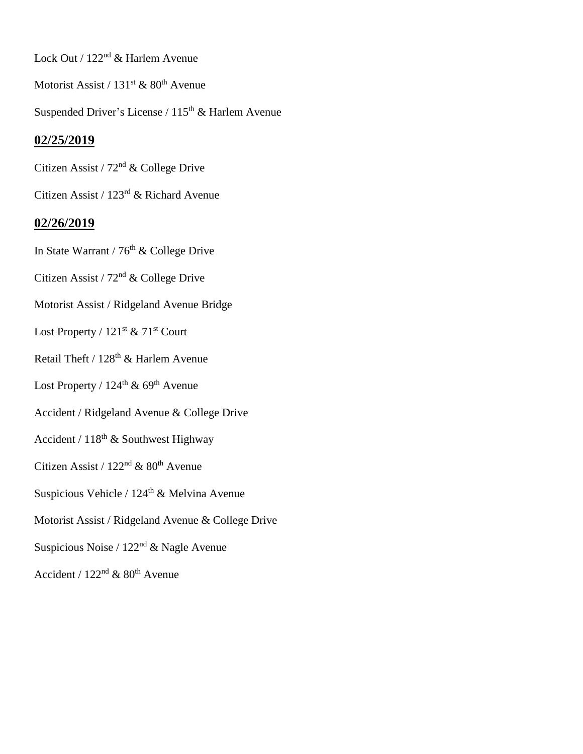Lock Out / 122nd & Harlem Avenue

Motorist Assist / 131st & 80th Avenue

Suspended Driver's License / 115th & Harlem Avenue

## 02/25/2019

Citizen Assist / 72nd & College Drive

Citizen Assist / 123rd & Richard Avenue

## 02/26/2019

In State Warrant / 76th & College Drive

Citizen Assist / 72nd & College Drive

Motorist Assist / Ridgeland Avenue Bridge

Lost Property / 121st & 71st Court

Retail Theft / 128th & Harlem Avenue

Lost Property / 124th & 69th Avenue

Accident / Ridgeland Avenue & College Drive

Accident / 118th & Southwest Highway

Citizen Assist / 122nd & 80th Avenue

Suspicious Vehicle / 124th & Melvina Avenue

Motorist Assist / Ridgeland Avenue & College Drive

Suspicious Noise / 122nd & Nagle Avenue

Accident / 122nd & 80th Avenue